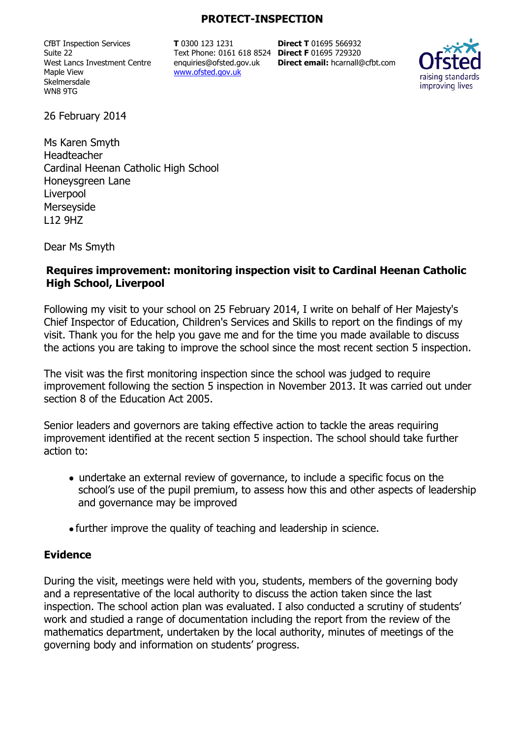**PROTECT-INSPECTION**

CfBT Inspection Services
Suite 22
West Lancs Investment Centre
Maple View
Skelmersdale
WN8 9TG

**T** 0300 123 1231
Text Phone: 0161 618 8524
enquiries@ofsted.gov.uk
www.ofsted.gov.uk

**Direct T** 01695 566932
**Direct F** 01695 729320
**Direct email:** hcarnall@cfbt.com

26 February 2014

Ms Karen Smyth
Headteacher
Cardinal Heenan Catholic High School
Honeysgreen Lane
Liverpool
Merseyside
L12 9HZ

Dear Ms Smyth

**Requires improvement: monitoring inspection visit to Cardinal Heenan Catholic High School, Liverpool**

Following my visit to your school on 25 February 2014, I write on behalf of Her Majesty's Chief Inspector of Education, Children's Services and Skills to report on the findings of my visit. Thank you for the help you gave me and for the time you made available to discuss the actions you are taking to improve the school since the most recent section 5 inspection.

The visit was the first monitoring inspection since the school was judged to require improvement following the section 5 inspection in November 2013. It was carried out under section 8 of the Education Act 2005.

Senior leaders and governors are taking effective action to tackle the areas requiring improvement identified at the recent section 5 inspection. The school should take further action to:

- undertake an external review of governance, to include a specific focus on the school's use of the pupil premium, to assess how this and other aspects of leadership and governance may be improved
- further improve the quality of teaching and leadership in science.

## Evidence

During the visit, meetings were held with you, students, members of the governing body and a representative of the local authority to discuss the action taken since the last inspection. The school action plan was evaluated. I also conducted a scrutiny of students' work and studied a range of documentation including the report from the review of the mathematics department, undertaken by the local authority, minutes of meetings of the governing body and information on students' progress.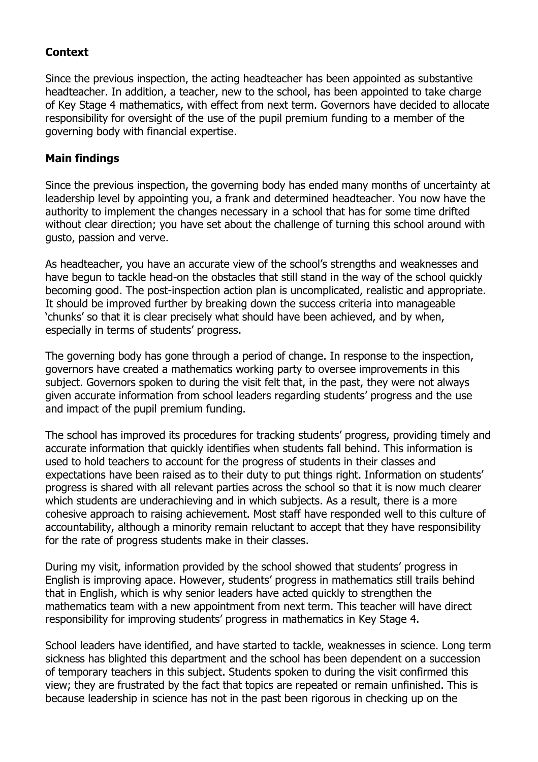**Context**

Since the previous inspection, the acting headteacher has been appointed as substantive headteacher. In addition, a teacher, new to the school, has been appointed to take charge of Key Stage 4 mathematics, with effect from next term. Governors have decided to allocate responsibility for oversight of the use of the pupil premium funding to a member of the governing body with financial expertise.

**Main findings**

Since the previous inspection, the governing body has ended many months of uncertainty at leadership level by appointing you, a frank and determined headteacher. You now have the authority to implement the changes necessary in a school that has for some time drifted without clear direction; you have set about the challenge of turning this school around with gusto, passion and verve.

As headteacher, you have an accurate view of the school's strengths and weaknesses and have begun to tackle head-on the obstacles that still stand in the way of the school quickly becoming good. The post-inspection action plan is uncomplicated, realistic and appropriate. It should be improved further by breaking down the success criteria into manageable 'chunks' so that it is clear precisely what should have been achieved, and by when, especially in terms of students' progress.

The governing body has gone through a period of change. In response to the inspection, governors have created a mathematics working party to oversee improvements in this subject. Governors spoken to during the visit felt that, in the past, they were not always given accurate information from school leaders regarding students' progress and the use and impact of the pupil premium funding.

The school has improved its procedures for tracking students' progress, providing timely and accurate information that quickly identifies when students fall behind. This information is used to hold teachers to account for the progress of students in their classes and expectations have been raised as to their duty to put things right. Information on students' progress is shared with all relevant parties across the school so that it is now much clearer which students are underachieving and in which subjects. As a result, there is a more cohesive approach to raising achievement. Most staff have responded well to this culture of accountability, although a minority remain reluctant to accept that they have responsibility for the rate of progress students make in their classes.

During my visit, information provided by the school showed that students' progress in English is improving apace. However, students' progress in mathematics still trails behind that in English, which is why senior leaders have acted quickly to strengthen the mathematics team with a new appointment from next term. This teacher will have direct responsibility for improving students' progress in mathematics in Key Stage 4.

School leaders have identified, and have started to tackle, weaknesses in science. Long term sickness has blighted this department and the school has been dependent on a succession of temporary teachers in this subject. Students spoken to during the visit confirmed this view; they are frustrated by the fact that topics are repeated or remain unfinished. This is because leadership in science has not in the past been rigorous in checking up on the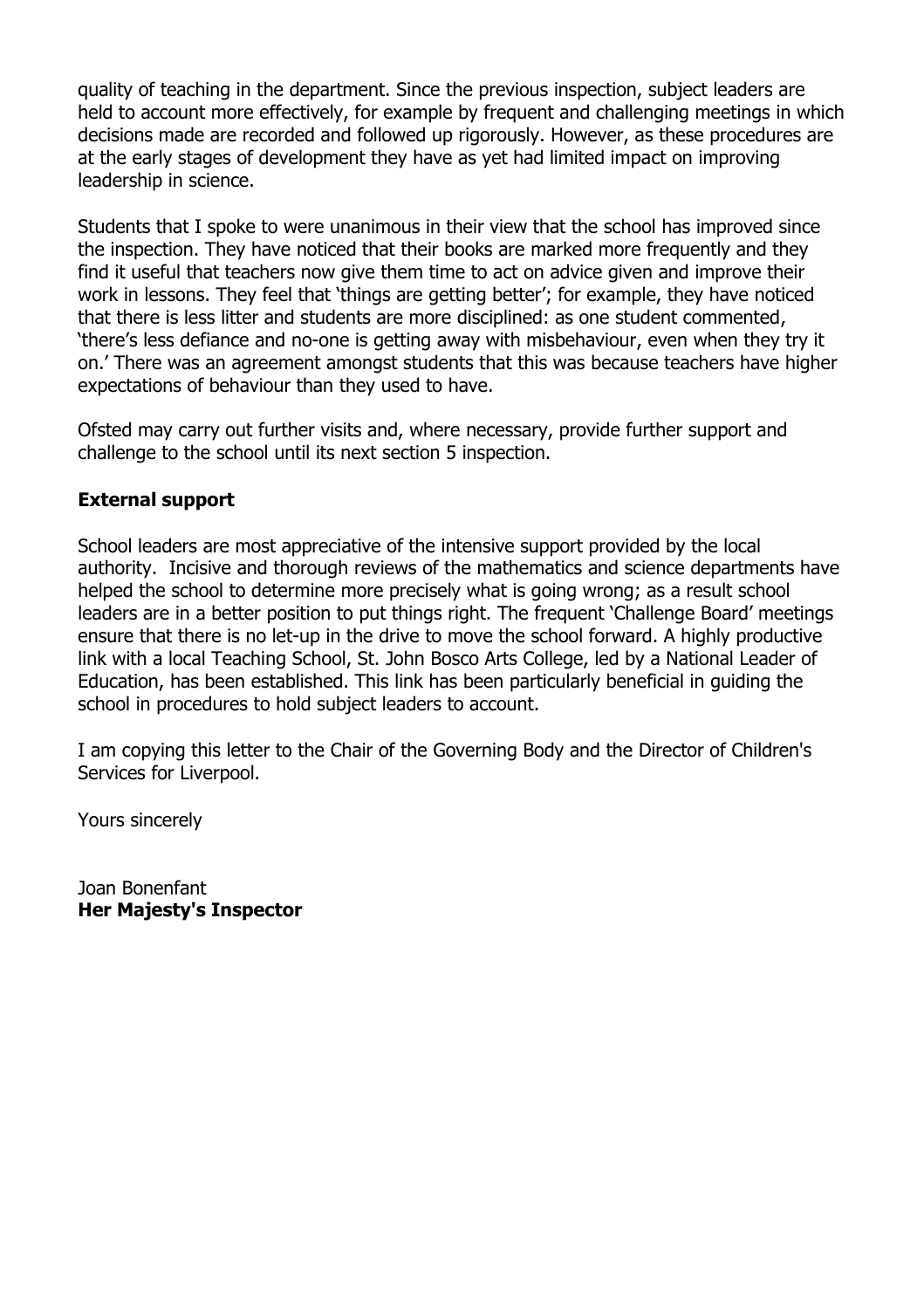quality of teaching in the department. Since the previous inspection, subject leaders are held to account more effectively, for example by frequent and challenging meetings in which decisions made are recorded and followed up rigorously. However, as these procedures are at the early stages of development they have as yet had limited impact on improving leadership in science.

Students that I spoke to were unanimous in their view that the school has improved since the inspection. They have noticed that their books are marked more frequently and they find it useful that teachers now give them time to act on advice given and improve their work in lessons. They feel that 'things are getting better'; for example, they have noticed that there is less litter and students are more disciplined: as one student commented, 'there's less defiance and no-one is getting away with misbehaviour, even when they try it on.' There was an agreement amongst students that this was because teachers have higher expectations of behaviour than they used to have.

Ofsted may carry out further visits and, where necessary, provide further support and challenge to the school until its next section 5 inspection.

## External support

School leaders are most appreciative of the intensive support provided by the local authority. Incisive and thorough reviews of the mathematics and science departments have helped the school to determine more precisely what is going wrong; as a result school leaders are in a better position to put things right. The frequent 'Challenge Board' meetings ensure that there is no let-up in the drive to move the school forward. A highly productive link with a local Teaching School, St. John Bosco Arts College, led by a National Leader of Education, has been established. This link has been particularly beneficial in guiding the school in procedures to hold subject leaders to account.

I am copying this letter to the Chair of the Governing Body and the Director of Children's Services for Liverpool.

Yours sincerely

Joan Bonenfant
**Her Majesty's Inspector**